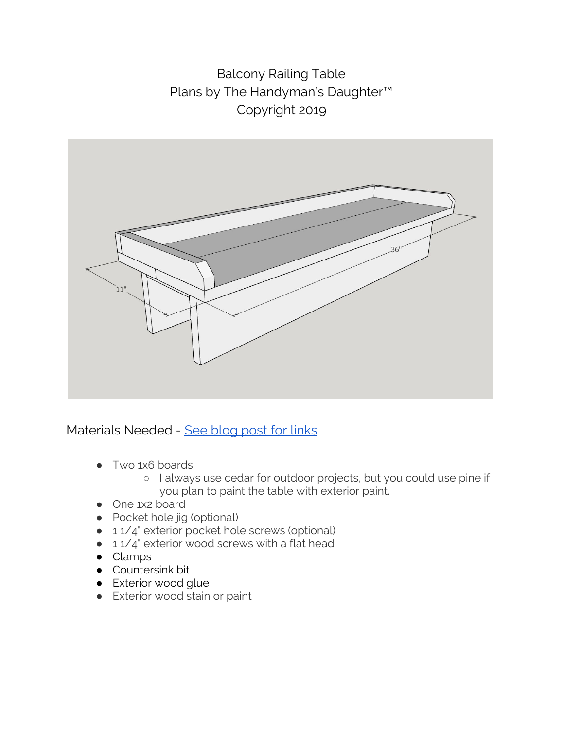Balcony Railing Table

Plans by The Handyman's Daughter™

Copyright 2019

## Materials Needed - [See blog post for links]

- Two 1x6 boards
  - I always use cedar for outdoor projects, but you could use pine if you plan to paint the table with exterior paint.
- One 1x2 board
- Pocket hole jig (optional)
- 1 1/4" exterior pocket hole screws (optional)
- 1 1/4" exterior wood screws with a flat head
- Clamps
- Countersink bit
- Exterior wood glue
- Exterior wood stain or paint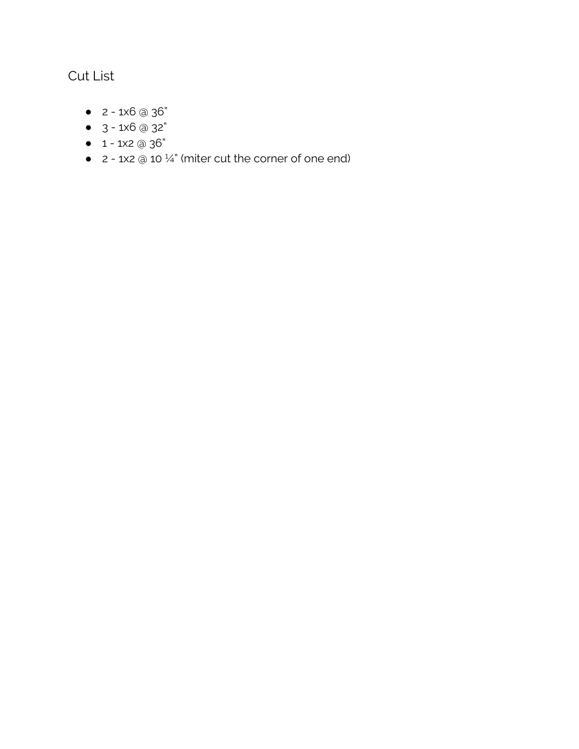## Cut List

- 2 - 1x6 @ 36"
- 3 - 1x6 @ 32"
- 1 - 1x2 @ 36"
- 2 - 1x2 @ 10 ¼" (miter cut the corner of one end)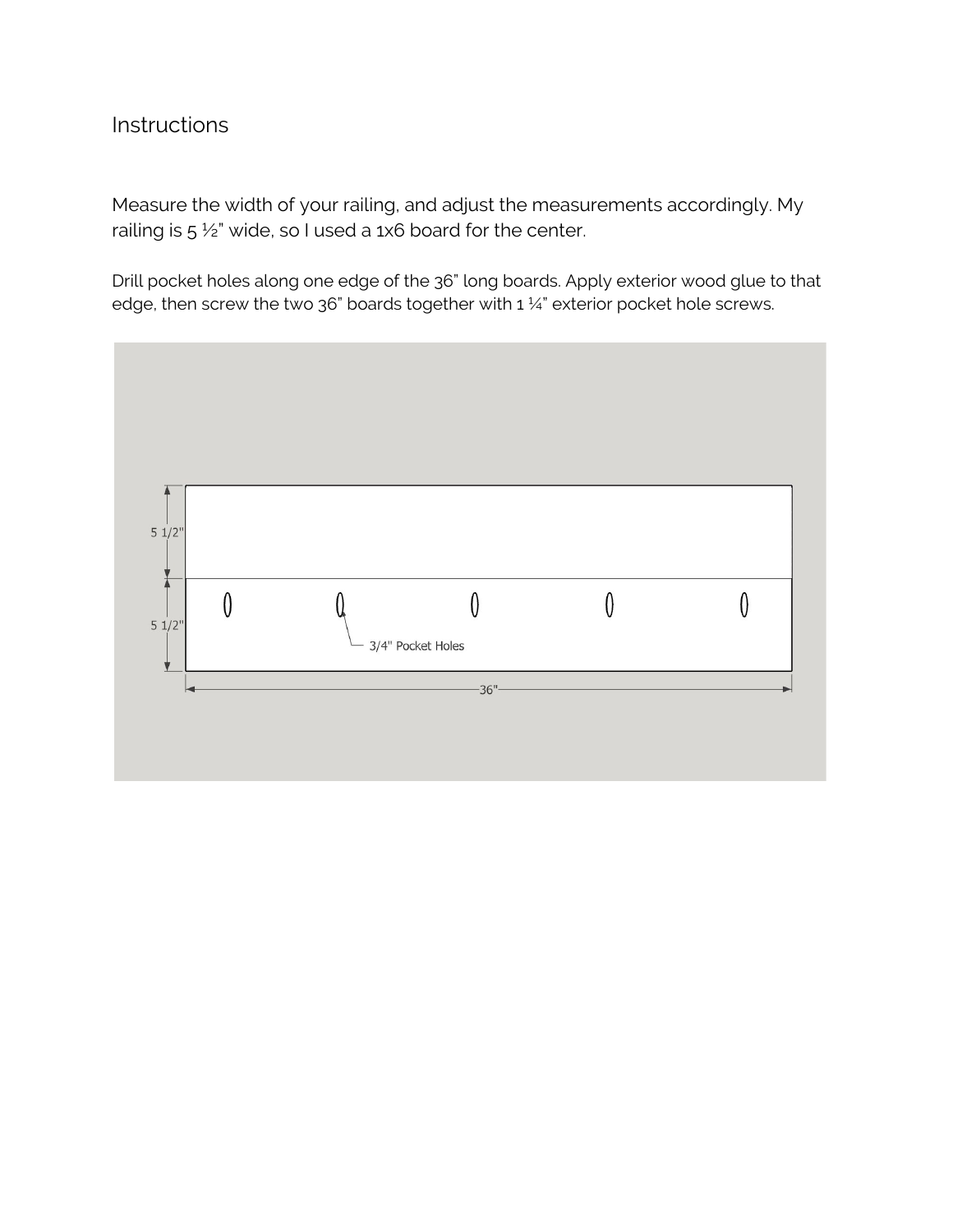## Instructions

Measure the width of your railing, and adjust the measurements accordingly. My railing is 5 ½" wide, so I used a 1x6 board for the center.

Drill pocket holes along one edge of the 36" long boards. Apply exterior wood glue to that edge, then screw the two 36" boards together with 1 ¼" exterior pocket hole screws.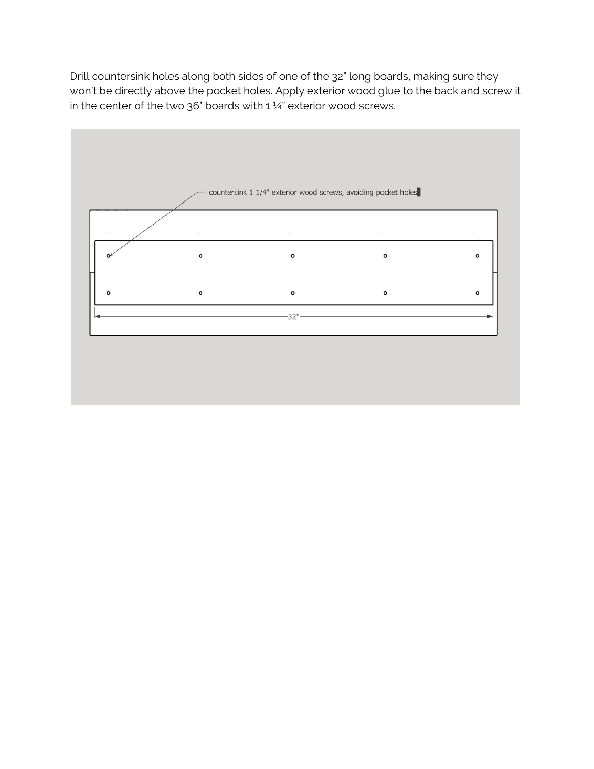Drill countersink holes along both sides of one of the 32" long boards, making sure they won't be directly above the pocket holes. Apply exterior wood glue to the back and screw it in the center of the two 36" boards with 1 ¼" exterior wood screws.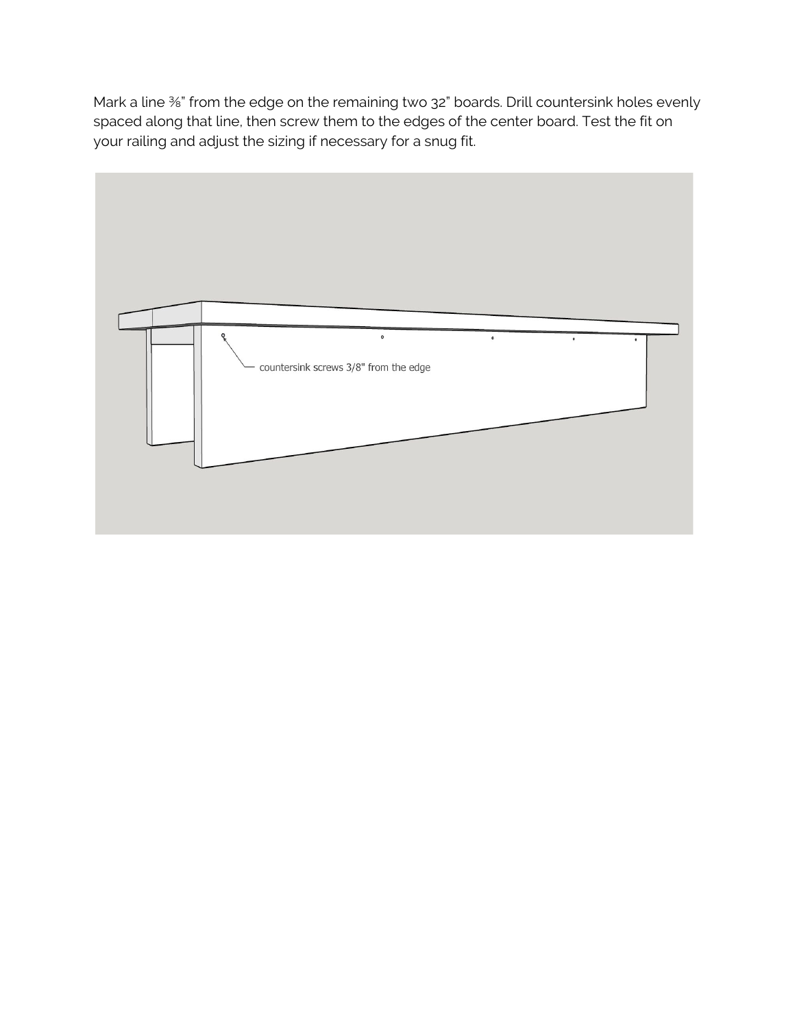Mark a line ⅜" from the edge on the remaining two 32" boards. Drill countersink holes evenly spaced along that line, then screw them to the edges of the center board. Test the fit on your railing and adjust the sizing if necessary for a snug fit.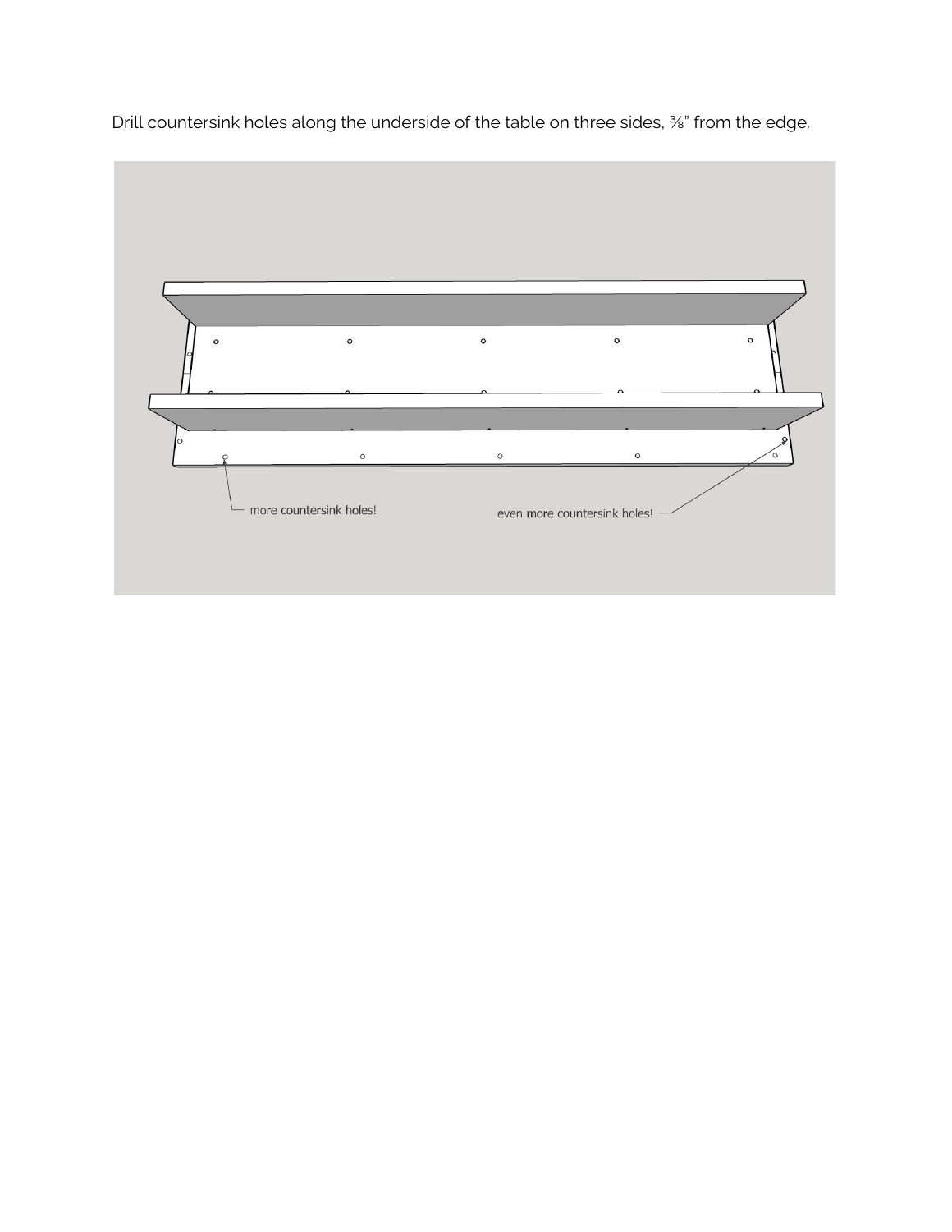Drill countersink holes along the underside of the table on three sides, ⅜" from the edge.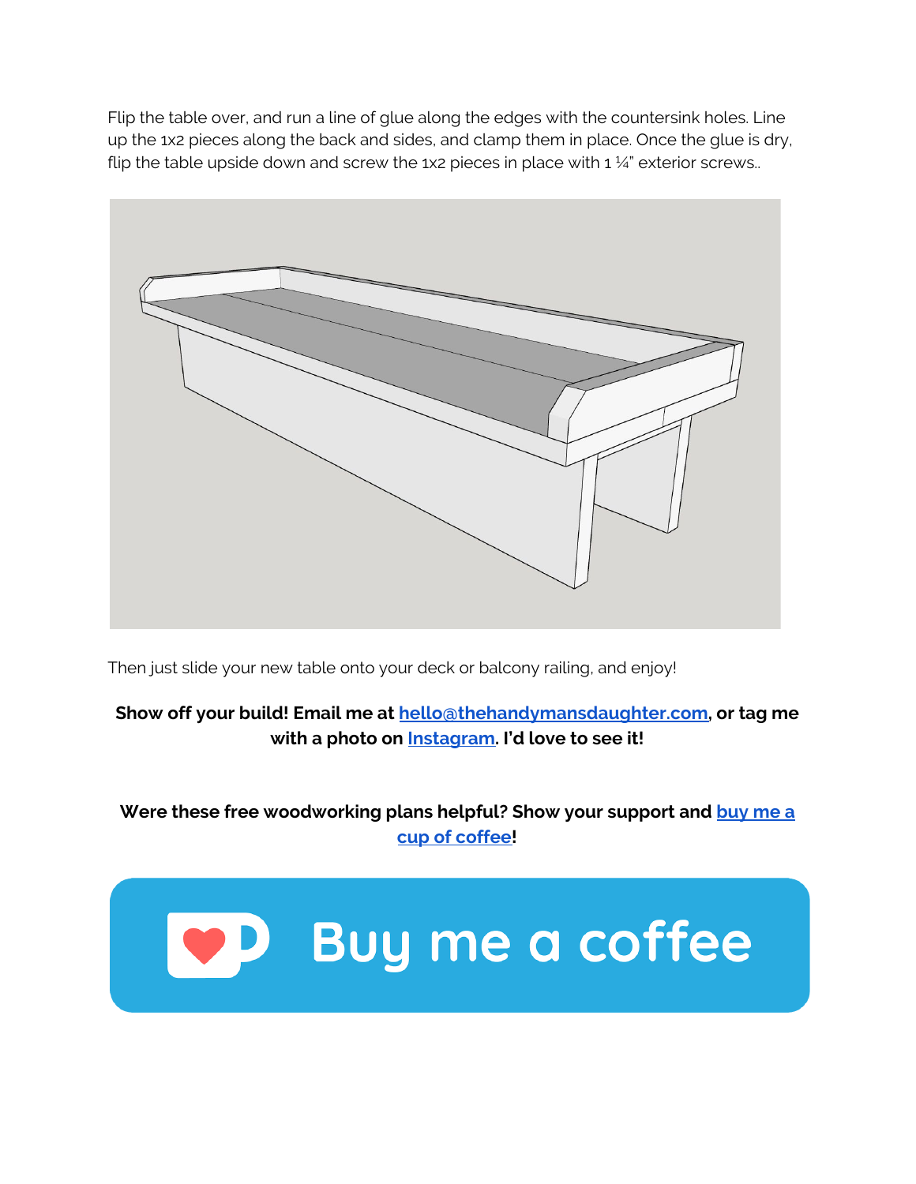Flip the table over, and run a line of glue along the edges with the countersink holes. Line up the 1x2 pieces along the back and sides, and clamp them in place. Once the glue is dry, flip the table upside down and screw the 1x2 pieces in place with 1 ¼" exterior screws..

Then just slide your new table onto your deck or balcony railing, and enjoy!

**Show off your build! Email me at [hello@thehandymansdaughter.com](mailto:hello@thehandymansdaughter.com), or tag me with a photo on [Instagram](). I'd love to see it!**

**Were these free woodworking plans helpful? Show your support and [buy me a cup of coffee]()!**

Buy me a coffee